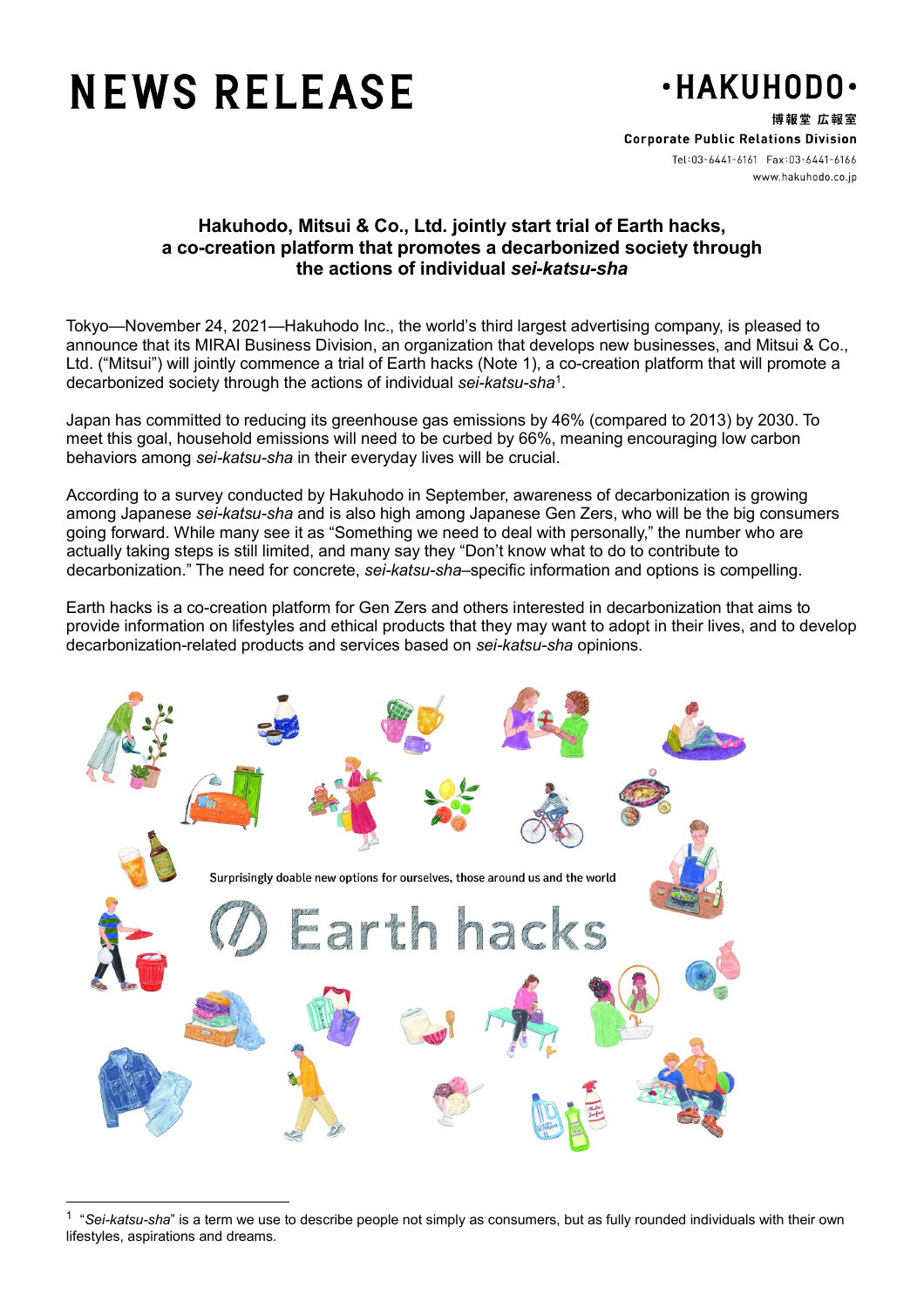# NEWS RELEASE

**•HAKUHODO•**
博報堂 広報室
Corporate Public Relations Division
Tel:03-6441-6161 Fax:03-6441-6166
www.hakuhodo.co.jp

## Hakuhodo, Mitsui & Co., Ltd. jointly start trial of Earth hacks, a co-creation platform that promotes a decarbonized society through the actions of individual *sei-katsu-sha*

Tokyo—November 24, 2021—Hakuhodo Inc., the world's third largest advertising company, is pleased to announce that its MIRAI Business Division, an organization that develops new businesses, and Mitsui & Co., Ltd. ("Mitsui") will jointly commence a trial of Earth hacks (Note 1), a co-creation platform that will promote a decarbonized society through the actions of individual *sei-katsu-sha*[1].

Japan has committed to reducing its greenhouse gas emissions by 46% (compared to 2013) by 2030. To meet this goal, household emissions will need to be curbed by 66%, meaning encouraging low carbon behaviors among *sei-katsu-sha* in their everyday lives will be crucial.

According to a survey conducted by Hakuhodo in September, awareness of decarbonization is growing among Japanese *sei-katsu-sha* and is also high among Japanese Gen Zers, who will be the big consumers going forward. While many see it as "Something we need to deal with personally," the number who are actually taking steps is still limited, and many say they "Don't know what to do to contribute to decarbonization." The need for concrete, *sei-katsu-sha*–specific information and options is compelling.

Earth hacks is a co-creation platform for Gen Zers and others interested in decarbonization that aims to provide information on lifestyles and ethical products that they may want to adopt in their lives, and to develop decarbonization-related products and services based on *sei-katsu-sha* opinions.

Surprisingly doable new options for ourselves, those around us and the world

Earth hacks

---

[1] "*Sei-katsu-sha*" is a term we use to describe people not simply as consumers, but as fully rounded individuals with their own lifestyles, aspirations and dreams.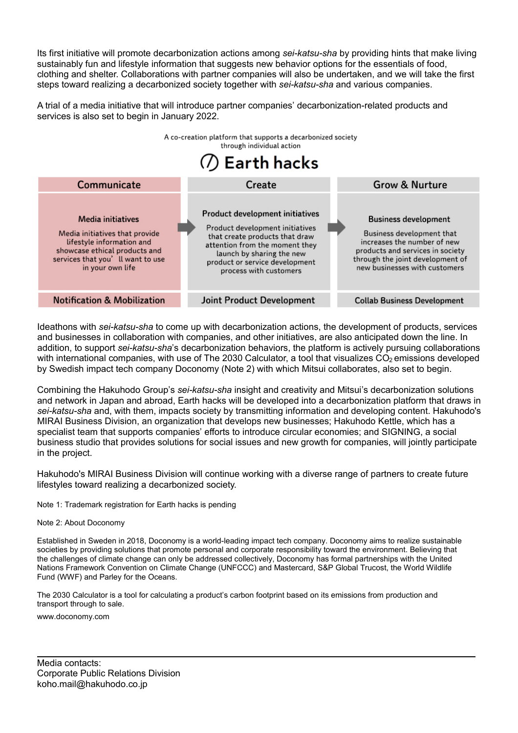Its first initiative will promote decarbonization actions among *sei-katsu-sha* by providing hints that make living sustainably fun and lifestyle information that suggests new behavior options for the essentials of food, clothing and shelter. Collaborations with partner companies will also be undertaken, and we will take the first steps toward realizing a decarbonized society together with *sei-katsu-sha* and various companies.

A trial of a media initiative that will introduce partner companies' decarbonization-related products and services is also set to begin in January 2022.

A co-creation platform that supports a decarbonized society through individual action

## Earth hacks

| Communicate | Create | Grow & Nurture |
|---|---|---|
| **Media initiatives** Media initiatives that provide lifestyle information and showcase ethical products and services that you'll want to use in your own life | **Product development initiatives** Product development initiatives that create products that draw attention from the moment they launch by sharing the new product or service development process with customers | **Business development** Business development that increases the number of new products and services in society through the joint development of new businesses with customers |
| Notification & Mobilization | Joint Product Development | Collab Business Development |

Ideathons with *sei-katsu-sha* to come up with decarbonization actions, the development of products, services and businesses in collaboration with companies, and other initiatives, are also anticipated down the line. In addition, to support *sei-katsu-sha*'s decarbonization behaviors, the platform is actively pursuing collaborations with international companies, with use of The 2030 Calculator, a tool that visualizes $CO_2$ emissions developed by Swedish impact tech company Doconomy (Note 2) with which Mitsui collaborates, also set to begin.

Combining the Hakuhodo Group's *sei-katsu-sha* insight and creativity and Mitsui's decarbonization solutions and network in Japan and abroad, Earth hacks will be developed into a decarbonization platform that draws in *sei-katsu-sha* and, with them, impacts society by transmitting information and developing content. Hakuhodo's MIRAI Business Division, an organization that develops new businesses; Hakuhodo Kettle, which has a specialist team that supports companies' efforts to introduce circular economies; and SIGNING, a social business studio that provides solutions for social issues and new growth for companies, will jointly participate in the project.

Hakuhodo's MIRAI Business Division will continue working with a diverse range of partners to create future lifestyles toward realizing a decarbonized society.

Note 1: Trademark registration for Earth hacks is pending

Note 2: About Doconomy

Established in Sweden in 2018, Doconomy is a world-leading impact tech company. Doconomy aims to realize sustainable societies by providing solutions that promote personal and corporate responsibility toward the environment. Believing that the challenges of climate change can only be addressed collectively, Doconomy has formal partnerships with the United Nations Framework Convention on Climate Change (UNFCCC) and Mastercard, S&P Global Trucost, the World Wildlife Fund (WWF) and Parley for the Oceans.

The 2030 Calculator is a tool for calculating a product's carbon footprint based on its emissions from production and transport through to sale.

www.doconomy.com

---

Media contacts:
Corporate Public Relations Division
koho.mail@hakuhodo.co.jp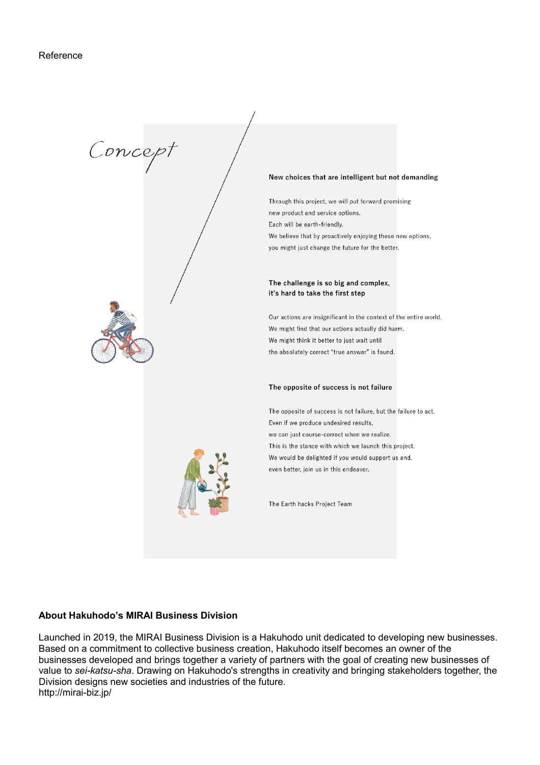Reference

# Concept

### New choices that are intelligent but not demanding

Through this project, we will put forward promising
new product and service options.
Each will be earth-friendly.
We believe that by proactively enjoying these new options,
you might just change the future for the better.

### The challenge is so big and complex, it's hard to take the first step

Our actions are insignificant in the context of the entire world.
We might find that our actions actually did harm.
We might think it better to just wait until
the absolutely correct "true answer" is found.

### The opposite of success is not failure

The opposite of success is not failure, but the failure to act.
Even if we produce undesired results,
we can just course-correct when we realize.
This is the stance with which we launch this project.
We would be delighted if you would support us and,
even better, join us in this endeavor.

The Earth hacks Project Team

**About Hakuhodo's MIRAI Business Division**

Launched in 2019, the MIRAI Business Division is a Hakuhodo unit dedicated to developing new businesses. Based on a commitment to collective business creation, Hakuhodo itself becomes an owner of the businesses developed and brings together a variety of partners with the goal of creating new businesses of value to *sei-katsu-sha*. Drawing on Hakuhodo's strengths in creativity and bringing stakeholders together, the Division designs new societies and industries of the future.
http://mirai-biz.jp/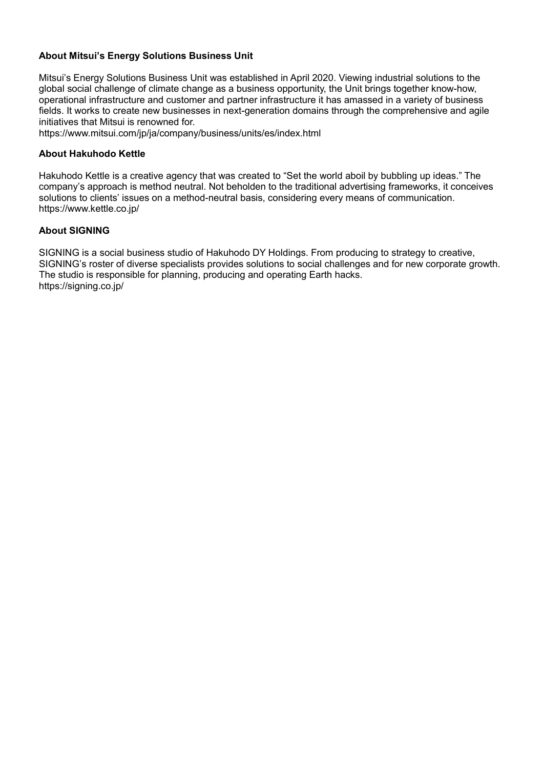**About Mitsui's Energy Solutions Business Unit**

Mitsui's Energy Solutions Business Unit was established in April 2020. Viewing industrial solutions to the global social challenge of climate change as a business opportunity, the Unit brings together know-how, operational infrastructure and customer and partner infrastructure it has amassed in a variety of business fields. It works to create new businesses in next-generation domains through the comprehensive and agile initiatives that Mitsui is renowned for.
https://www.mitsui.com/jp/ja/company/business/units/es/index.html

**About Hakuhodo Kettle**

Hakuhodo Kettle is a creative agency that was created to "Set the world aboil by bubbling up ideas." The company's approach is method neutral. Not beholden to the traditional advertising frameworks, it conceives solutions to clients' issues on a method-neutral basis, considering every means of communication.
https://www.kettle.co.jp/

**About SIGNING**

SIGNING is a social business studio of Hakuhodo DY Holdings. From producing to strategy to creative, SIGNING's roster of diverse specialists provides solutions to social challenges and for new corporate growth. The studio is responsible for planning, producing and operating Earth hacks.
https://signing.co.jp/